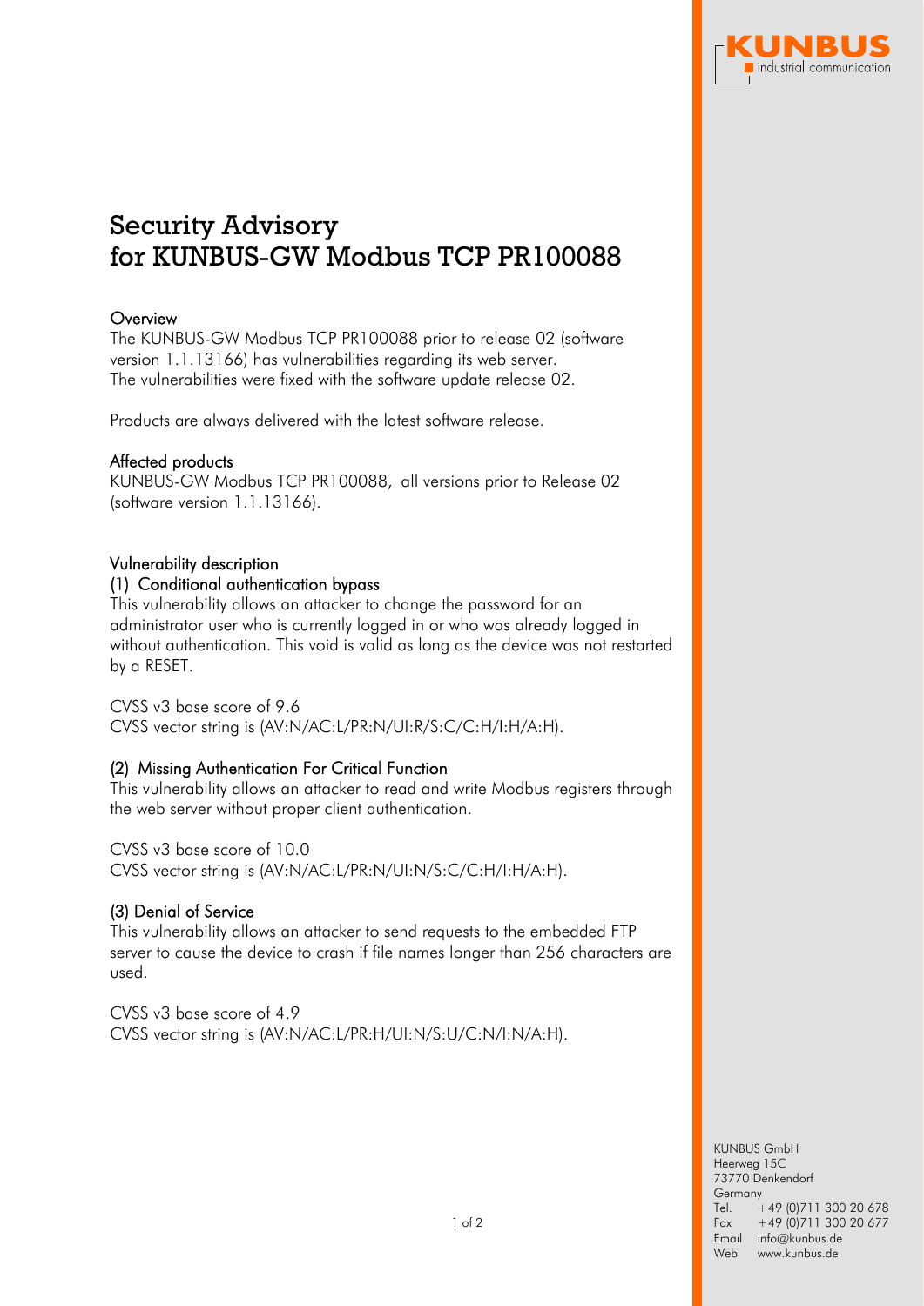# Security Advisory for KUNBUS-GW Modbus TCP PR100088

## Overview

The KUNBUS-GW Modbus TCP PR100088 prior to release 02 (software version 1.1.13166) has vulnerabilities regarding its web server.
The vulnerabilities were fixed with the software update release 02.

Products are always delivered with the latest software release.

## Affected products

KUNBUS-GW Modbus TCP PR100088, all versions prior to Release 02 (software version 1.1.13166).

## Vulnerability description

### (1) Conditional authentication bypass

This vulnerability allows an attacker to change the password for an administrator user who is currently logged in or who was already logged in without authentication. This void is valid as long as the device was not restarted by a RESET.

CVSS v3 base score of 9.6
CVSS vector string is (AV:N/AC:L/PR:N/UI:R/S:C/C:H/I:H/A:H).

### (2) Missing Authentication For Critical Function

This vulnerability allows an attacker to read and write Modbus registers through the web server without proper client authentication.

CVSS v3 base score of 10.0
CVSS vector string is (AV:N/AC:L/PR:N/UI:N/S:C/C:H/I:H/A:H).

### (3) Denial of Service

This vulnerability allows an attacker to send requests to the embedded FTP server to cause the device to crash if file names longer than 256 characters are used.

CVSS v3 base score of 4.9
CVSS vector string is (AV:N/AC:L/PR:H/UI:N/S:U/C:N/I:N/A:H).

KUNBUS GmbH
Heerweg 15C
73770 Denkendorf
Germany
Tel. +49 (0)711 300 20 678
Fax +49 (0)711 300 20 677
Email info@kunbus.de
Web www.kunbus.de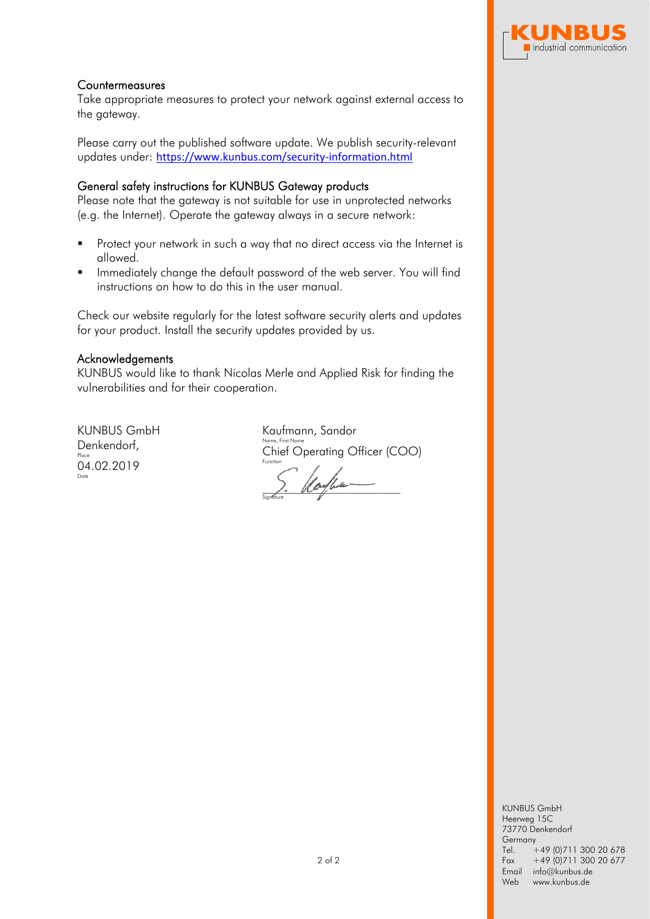### Countermeasures

Take appropriate measures to protect your network against external access to the gateway.

Please carry out the published software update. We publish security-relevant updates under: https://www.kunbus.com/security-information.html

### General safety instructions for KUNBUS Gateway products

Please note that the gateway is not suitable for use in unprotected networks (e.g. the Internet). Operate the gateway always in a secure network:

- Protect your network in such a way that no direct access via the Internet is allowed.
- Immediately change the default password of the web server. You will find instructions on how to do this in the user manual.

Check our website regularly for the latest software security alerts and updates for your product. Install the security updates provided by us.

### Acknowledgements

KUNBUS would like to thank Nicolas Merle and Applied Risk for finding the vulnerabilities and for their cooperation.

KUNBUS GmbH
Denkendorf,
Place
04.02.2019
Date

Kaufmann, Sandor
Name, First Name
Chief Operating Officer (COO)
Function

Signature

KUNBUS GmbH
Heerweg 15C
73770 Denkendorf
Germany
Tel. +49 (0)711 300 20 678
Fax +49 (0)711 300 20 677
Email info@kunbus.de
Web www.kunbus.de